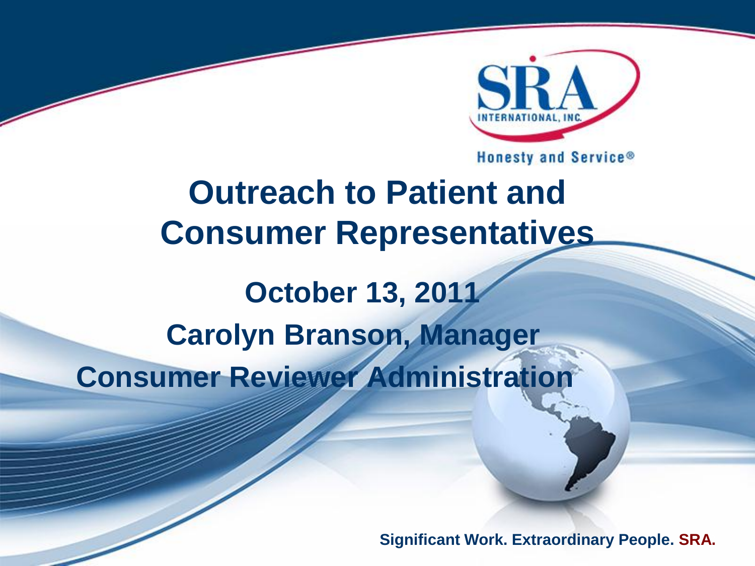SRA INTERNATIONAL, INC.

Honesty and Service®

# Outreach to Patient and Consumer Representatives

**October 13, 2011**

**Carolyn Branson, Manager**

**Consumer Reviewer Administration**

**Significant Work. Extraordinary People. SRA.**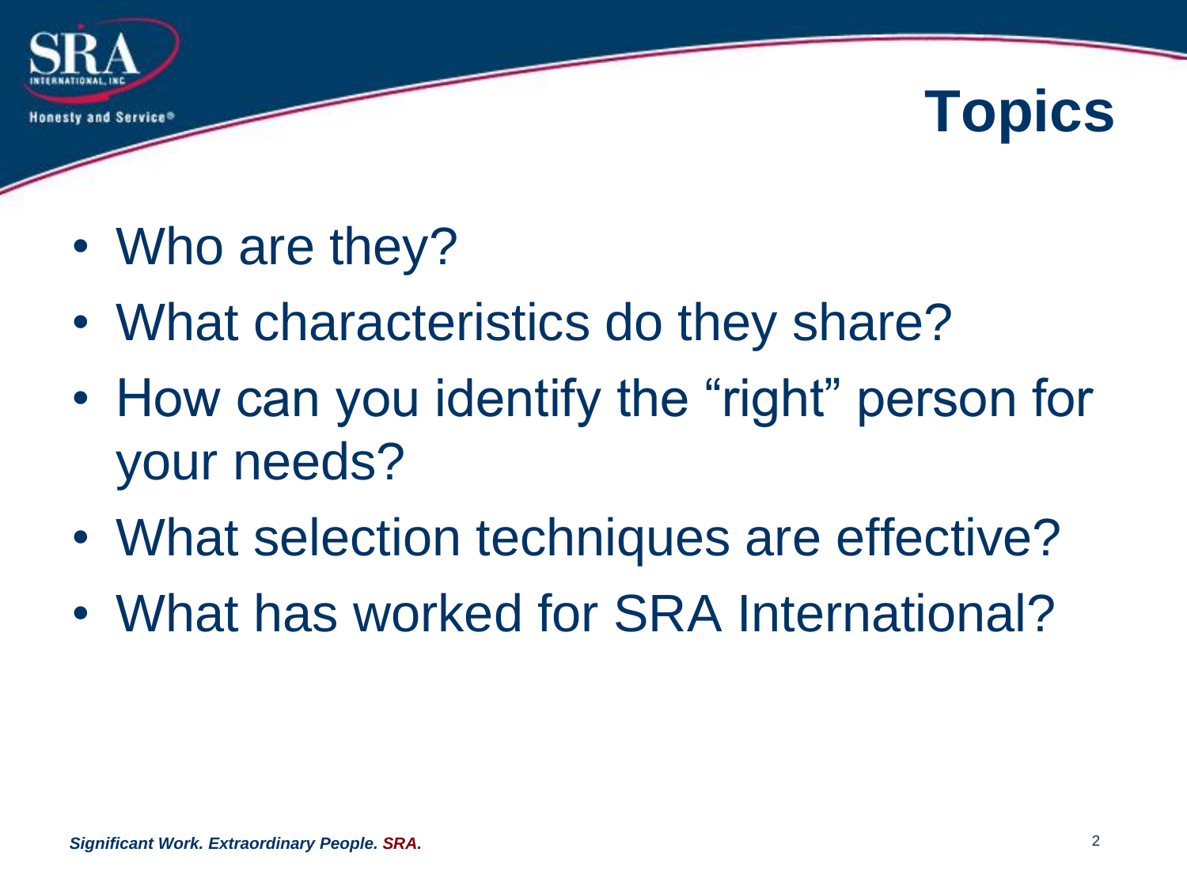# Topics

- Who are they?
- What characteristics do they share?
- How can you identify the "right" person for your needs?
- What selection techniques are effective?
- What has worked for SRA International?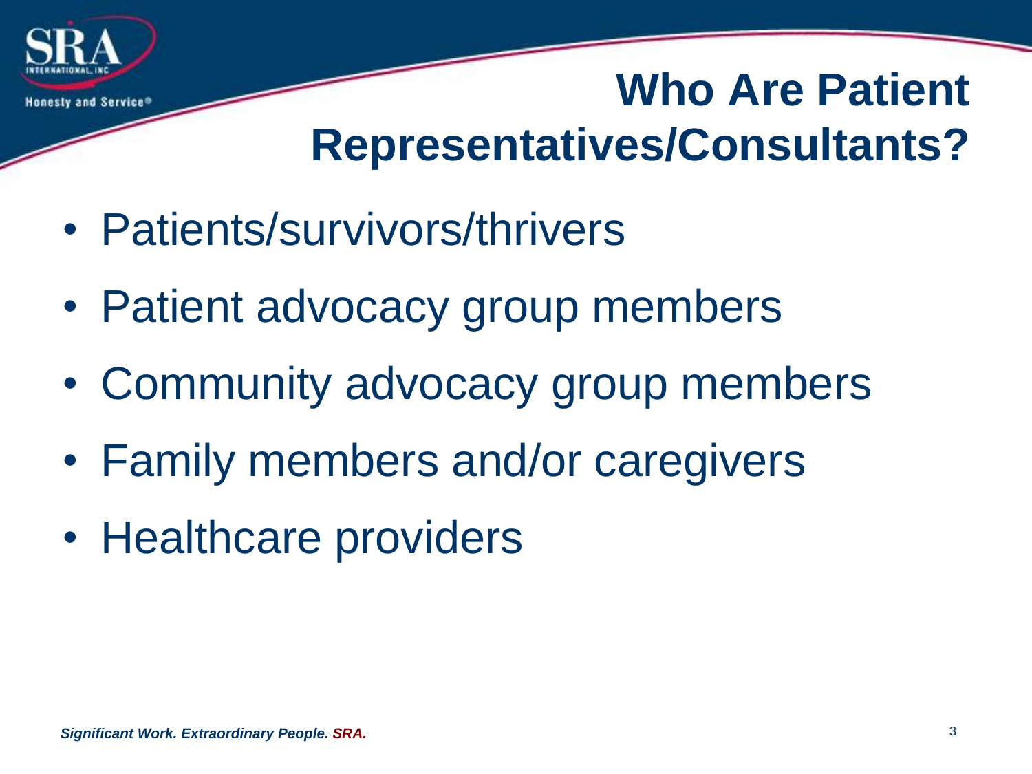# Who Are Patient Representatives/Consultants?

- Patients/survivors/thrivers
- Patient advocacy group members
- Community advocacy group members
- Family members and/or caregivers
- Healthcare providers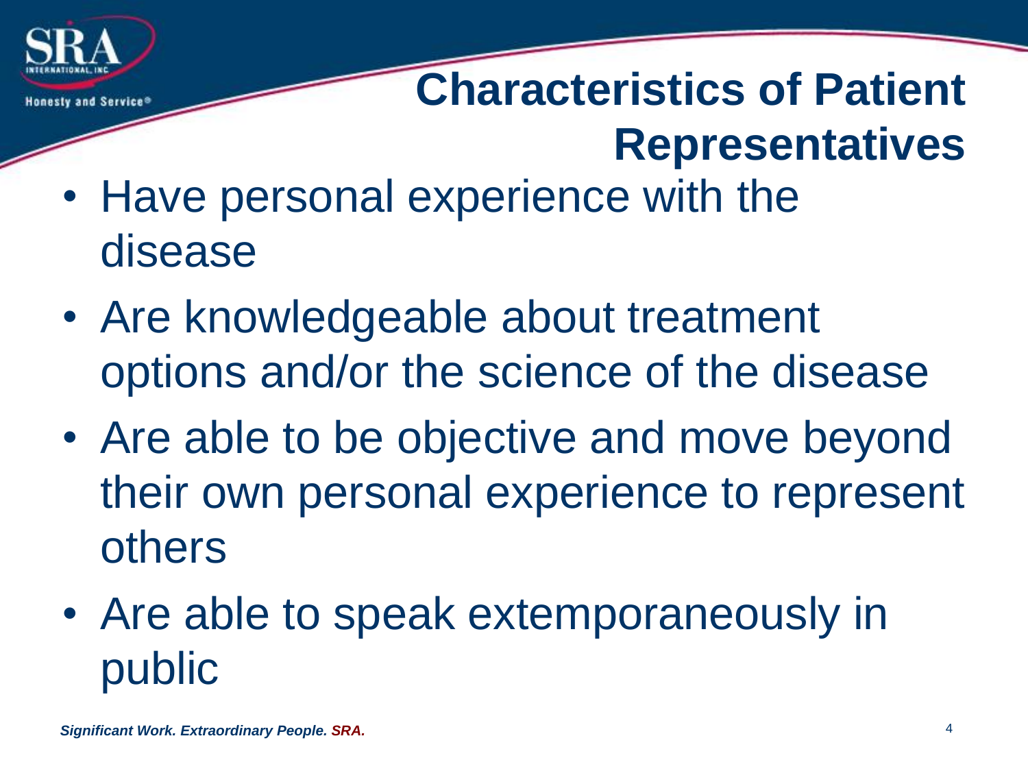# Characteristics of Patient Representatives

- Have personal experience with the disease
- Are knowledgeable about treatment options and/or the science of the disease
- Are able to be objective and move beyond their own personal experience to represent others
- Are able to speak extemporaneously in public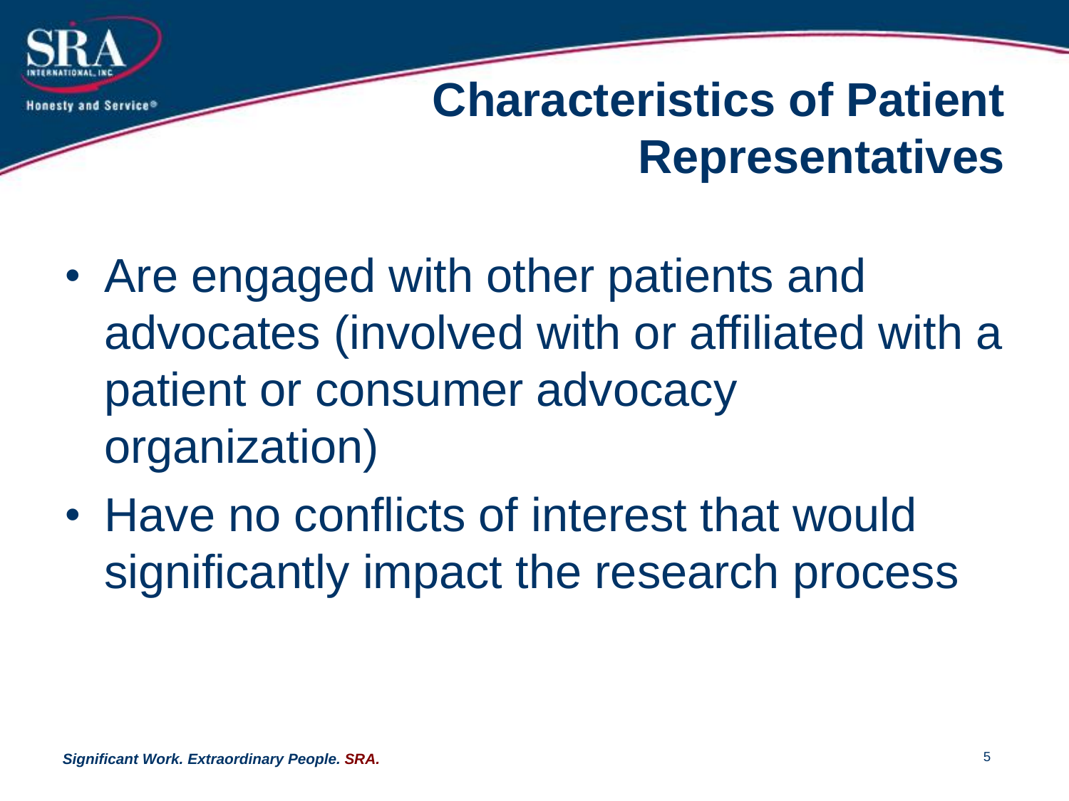# Characteristics of Patient Representatives

- Are engaged with other patients and advocates (involved with or affiliated with a patient or consumer advocacy organization)
- Have no conflicts of interest that would significantly impact the research process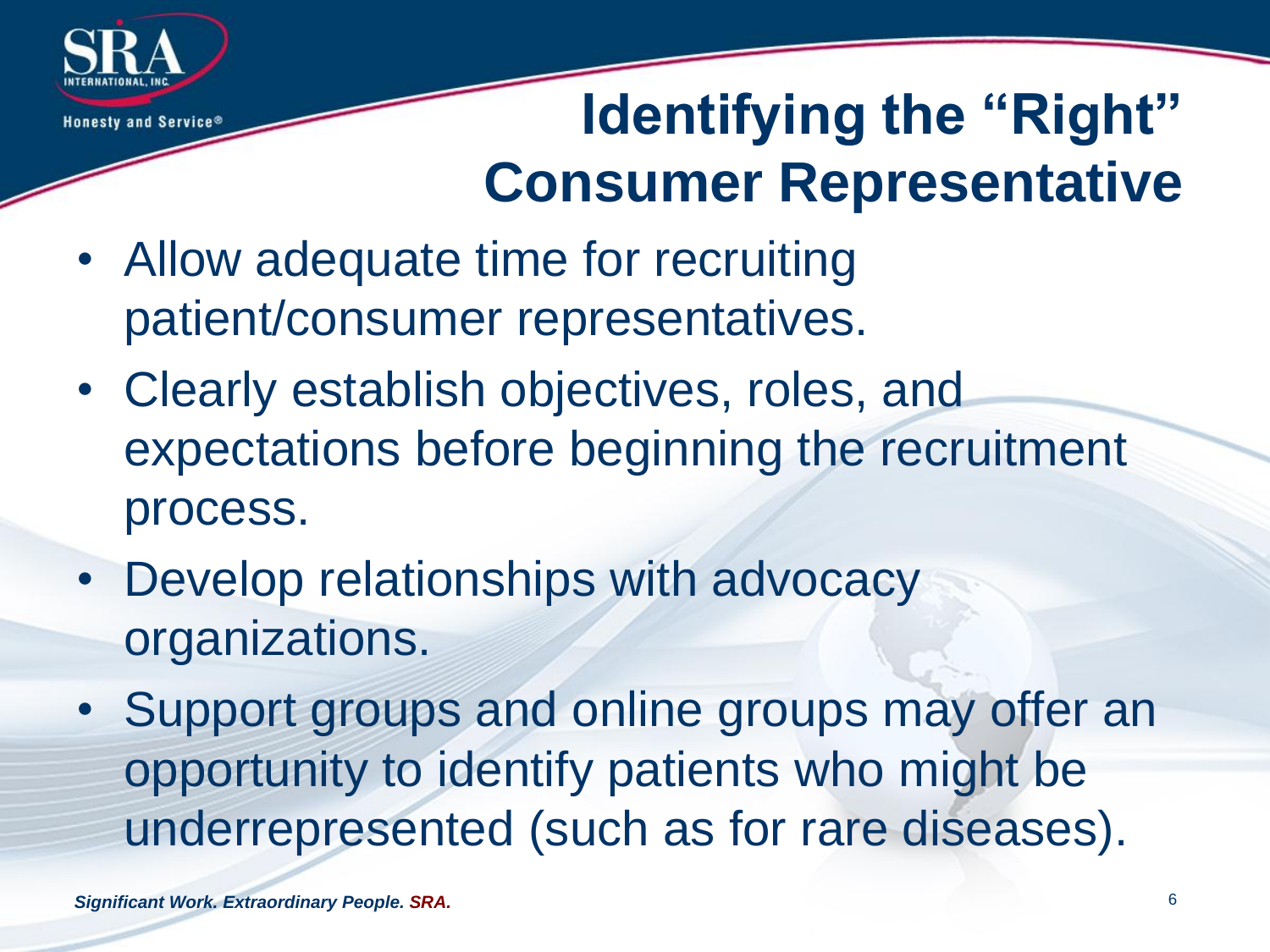# Identifying the "Right" Consumer Representative

- Allow adequate time for recruiting patient/consumer representatives.
- Clearly establish objectives, roles, and expectations before beginning the recruitment process.
- Develop relationships with advocacy organizations.
- Support groups and online groups may offer an opportunity to identify patients who might be underrepresented (such as for rare diseases).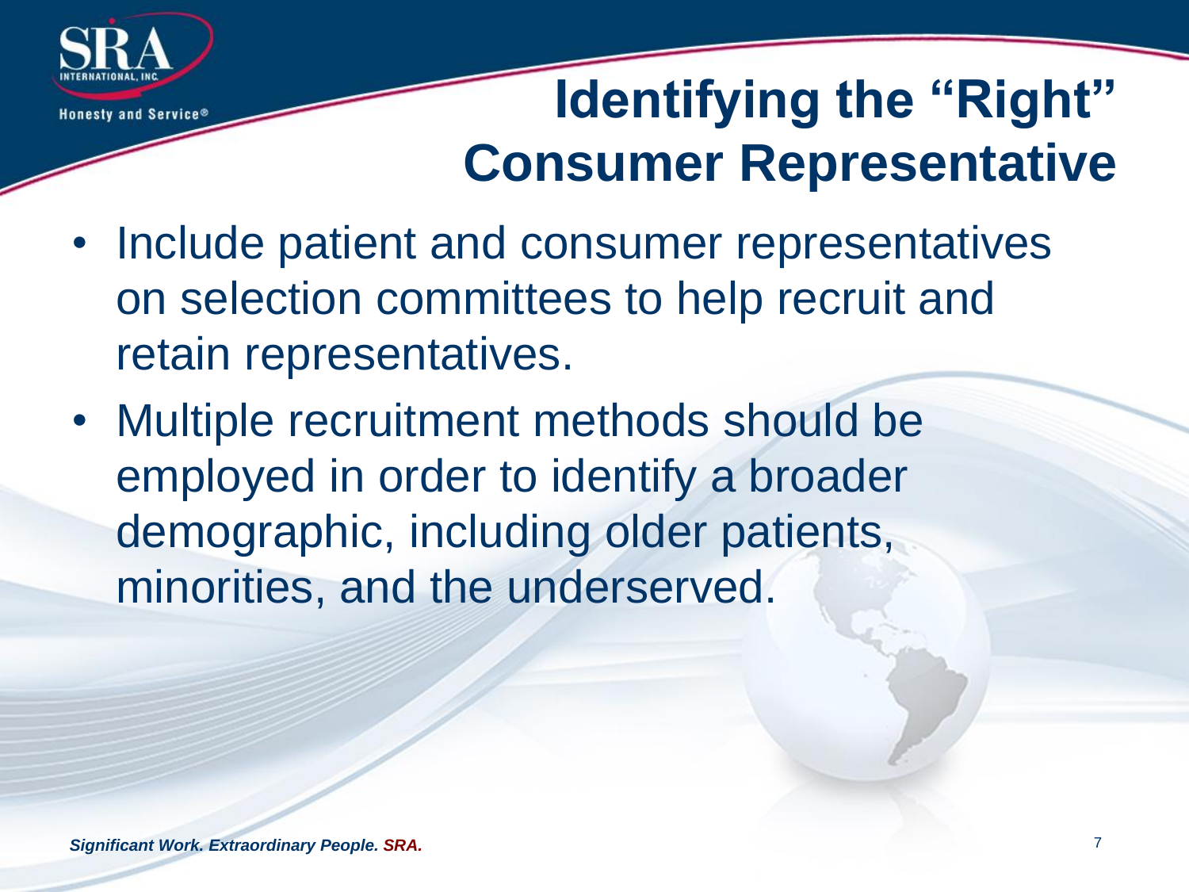# Identifying the "Right" Consumer Representative

- Include patient and consumer representatives on selection committees to help recruit and retain representatives.
- Multiple recruitment methods should be employed in order to identify a broader demographic, including older patients, minorities, and the underserved.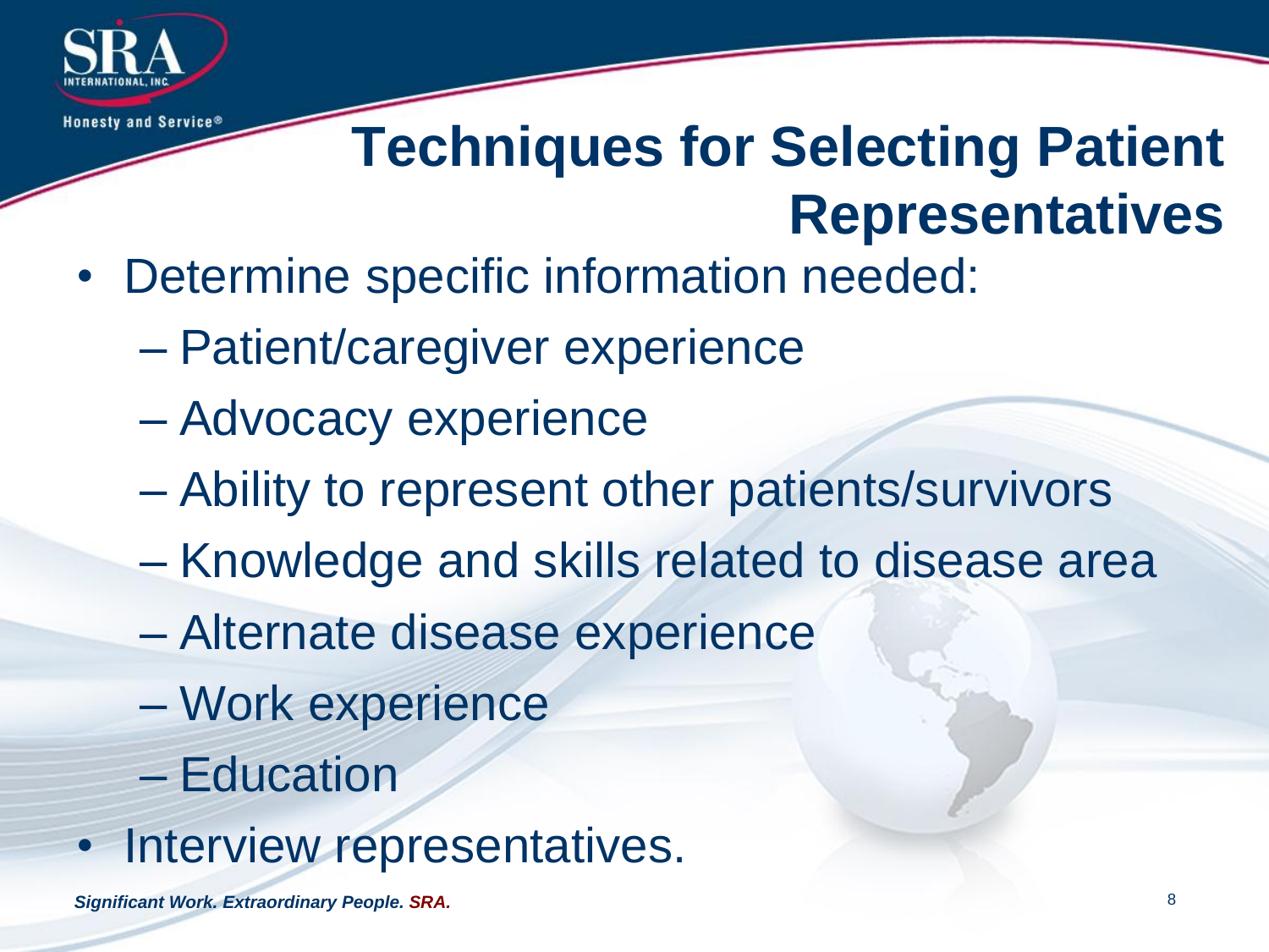# Techniques for Selecting Patient Representatives

- Determine specific information needed:
  - Patient/caregiver experience
  - Advocacy experience
  - Ability to represent other patients/survivors
  - Knowledge and skills related to disease area
  - Alternate disease experience
  - Work experience
  - Education
- Interview representatives.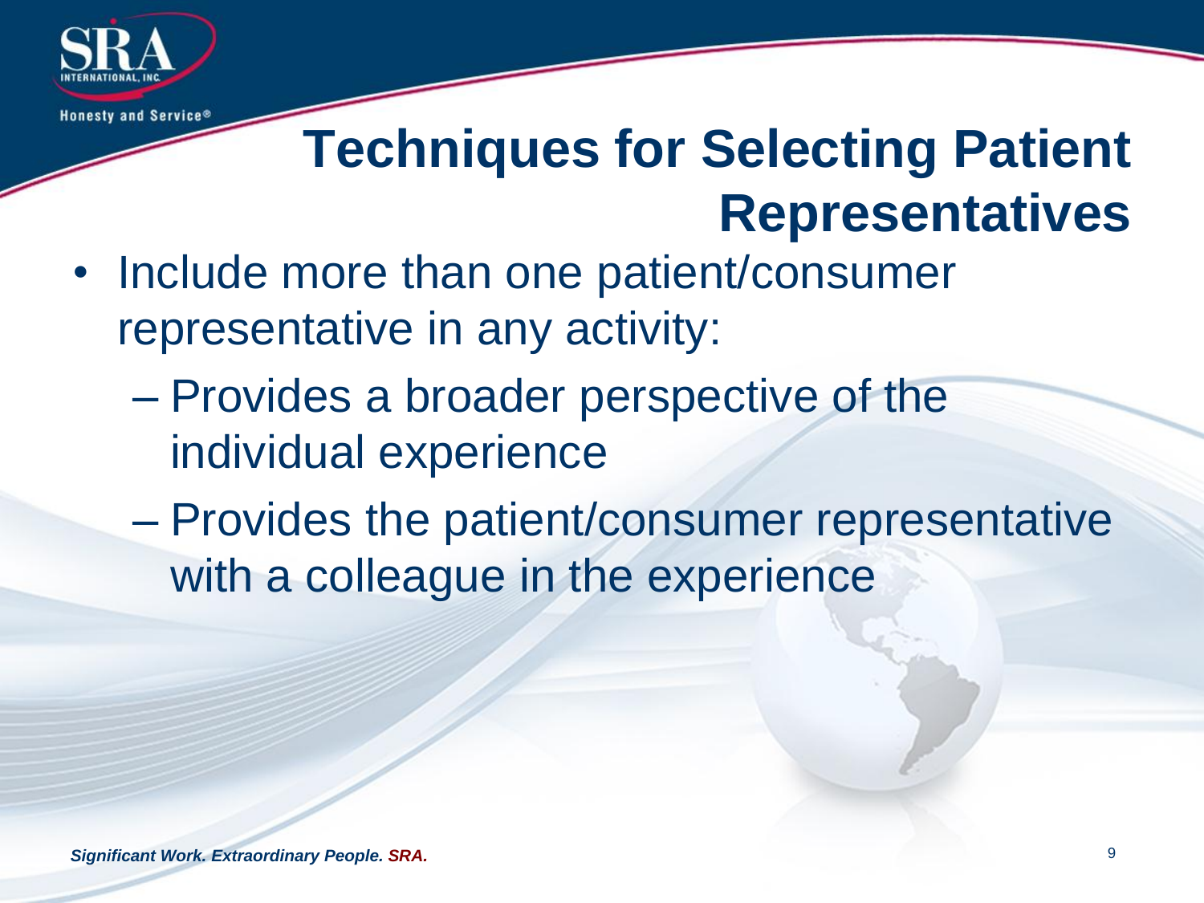# Techniques for Selecting Patient Representatives

- Include more than one patient/consumer representative in any activity:
  - Provides a broader perspective of the individual experience
  - Provides the patient/consumer representative with a colleague in the experience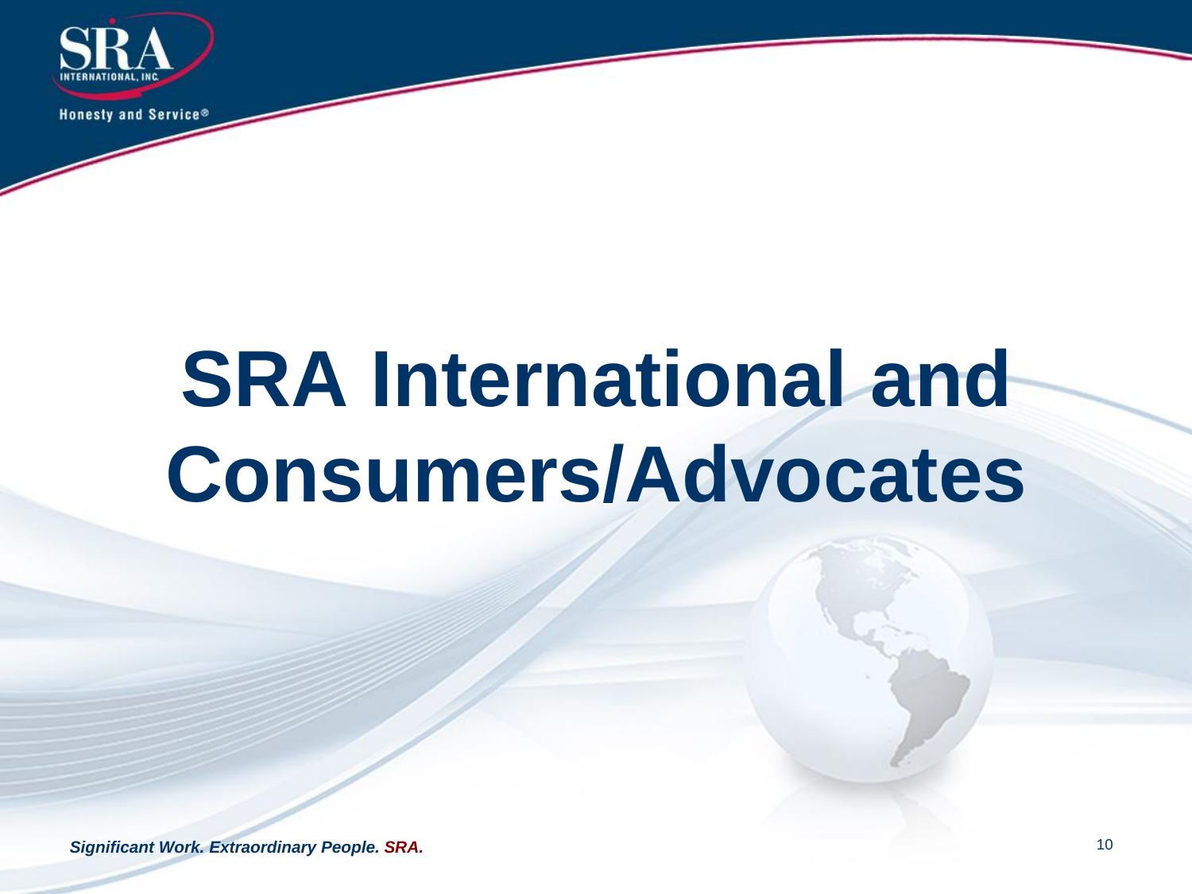# SRA International and Consumers/Advocates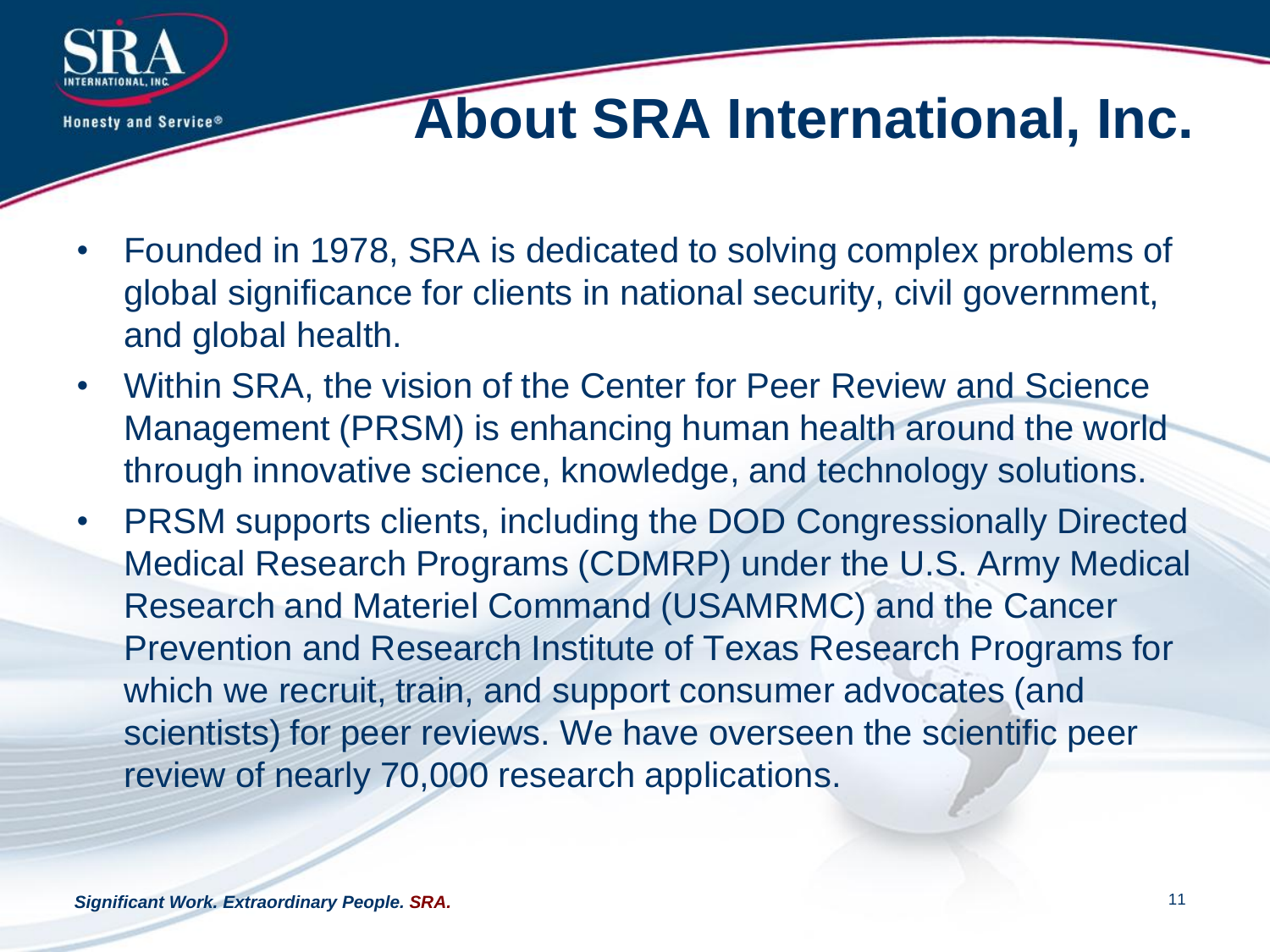# About SRA International, Inc.

- Founded in 1978, SRA is dedicated to solving complex problems of global significance for clients in national security, civil government, and global health.
- Within SRA, the vision of the Center for Peer Review and Science Management (PRSM) is enhancing human health around the world through innovative science, knowledge, and technology solutions.
- PRSM supports clients, including the DOD Congressionally Directed Medical Research Programs (CDMRP) under the U.S. Army Medical Research and Materiel Command (USAMRMC) and the Cancer Prevention and Research Institute of Texas Research Programs for which we recruit, train, and support consumer advocates (and scientists) for peer reviews. We have overseen the scientific peer review of nearly 70,000 research applications.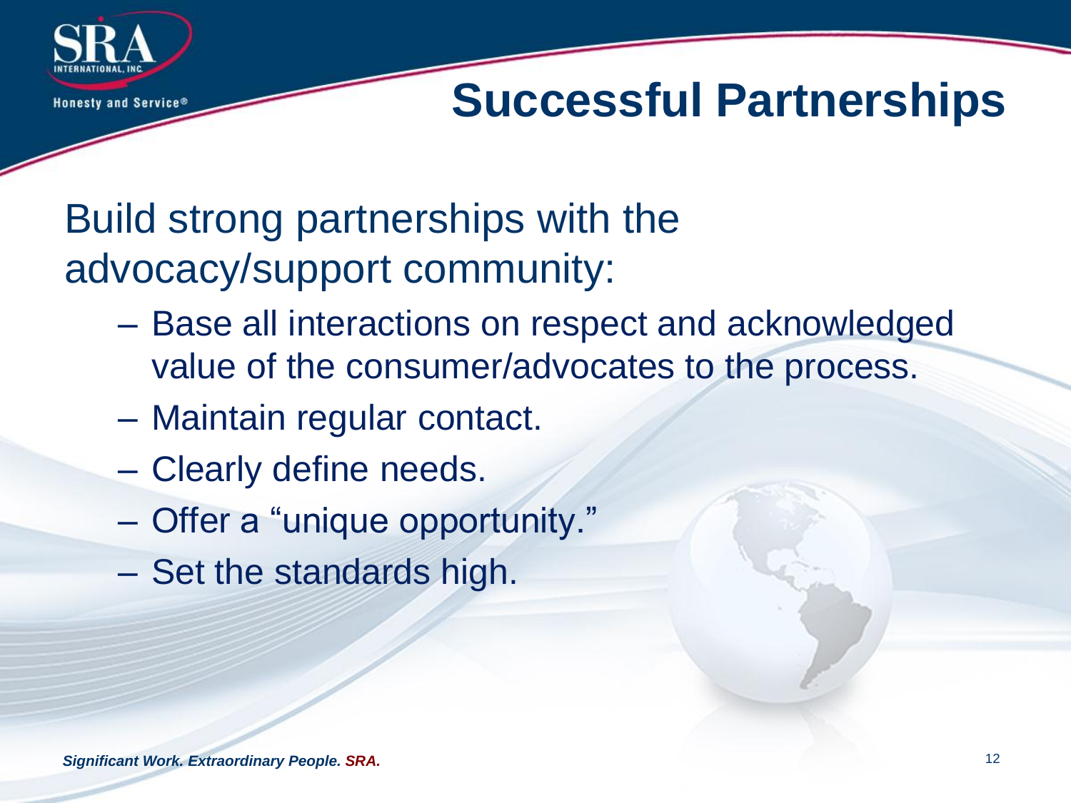# Successful Partnerships

Build strong partnerships with the advocacy/support community:

- Base all interactions on respect and acknowledged value of the consumer/advocates to the process.
- Maintain regular contact.
- Clearly define needs.
- Offer a "unique opportunity."
- Set the standards high.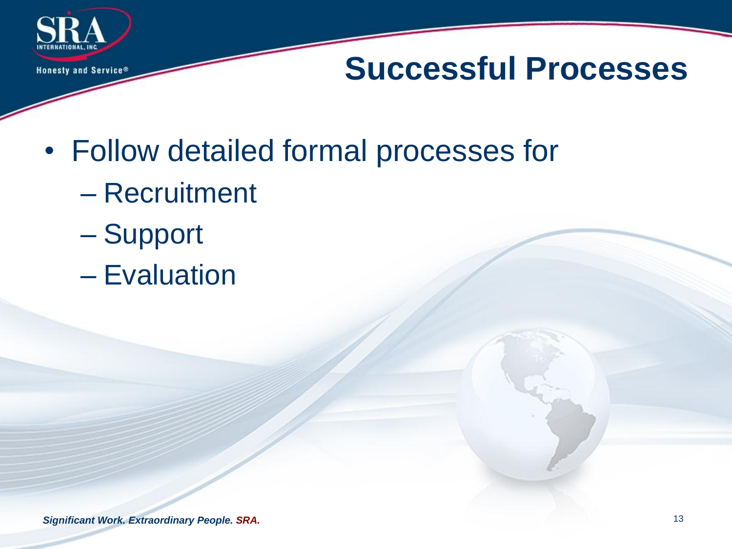# Successful Processes

- Follow detailed formal processes for
  - Recruitment
  - Support
  - Evaluation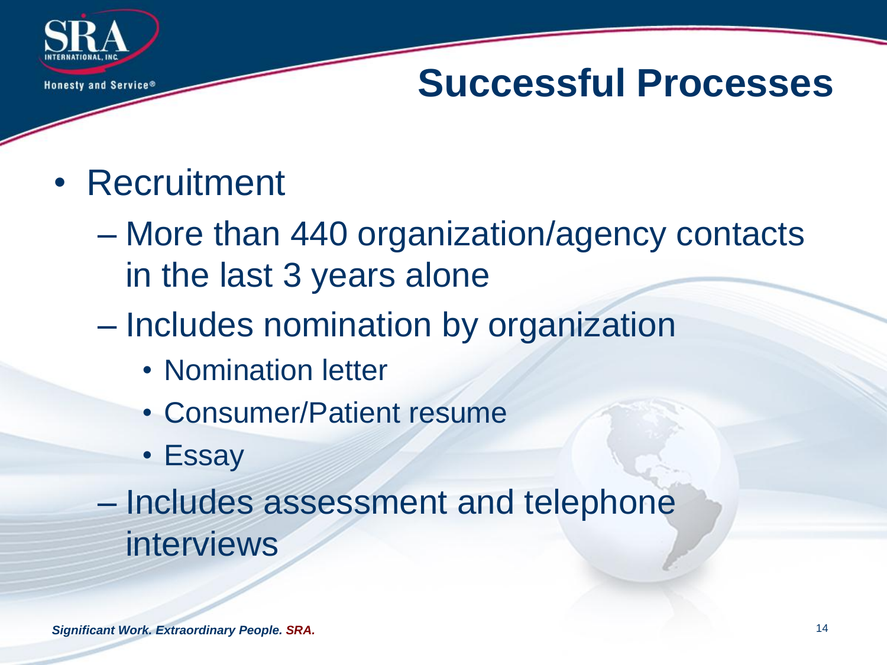# Successful Processes

- Recruitment
  - More than 440 organization/agency contacts in the last 3 years alone
  - Includes nomination by organization
    - Nomination letter
    - Consumer/Patient resume
    - Essay
  - Includes assessment and telephone interviews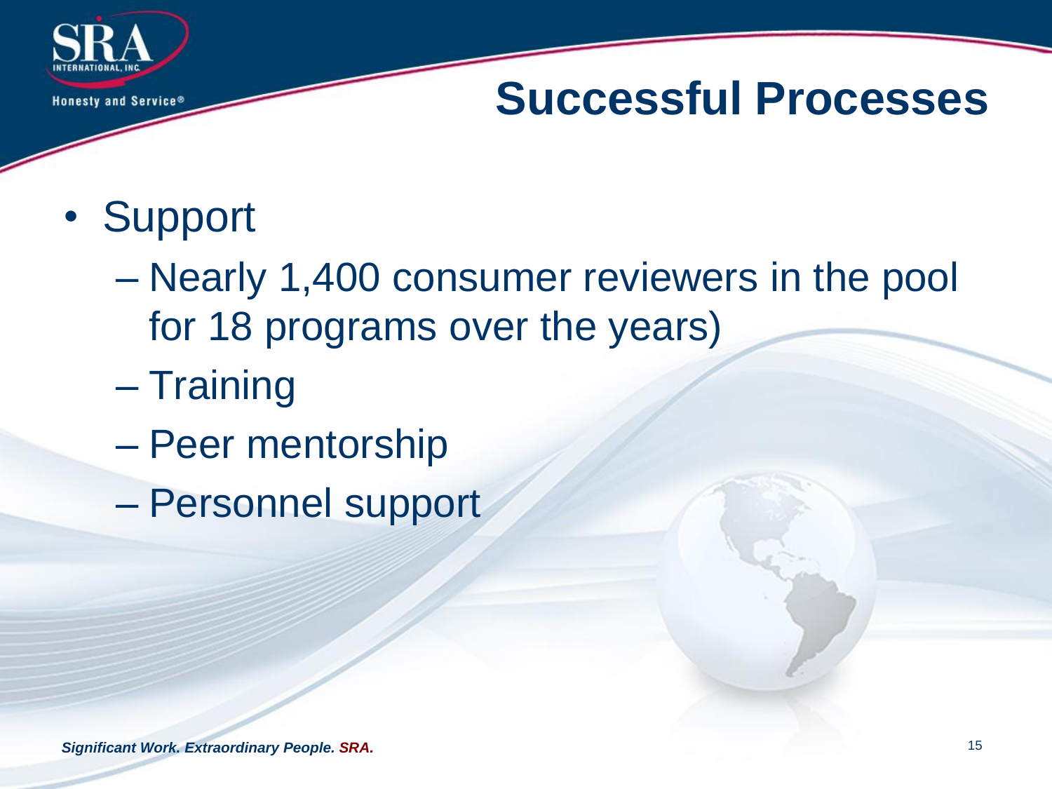# Successful Processes

- Support
  - Nearly 1,400 consumer reviewers in the pool for 18 programs over the years)
  - Training
  - Peer mentorship
  - Personnel support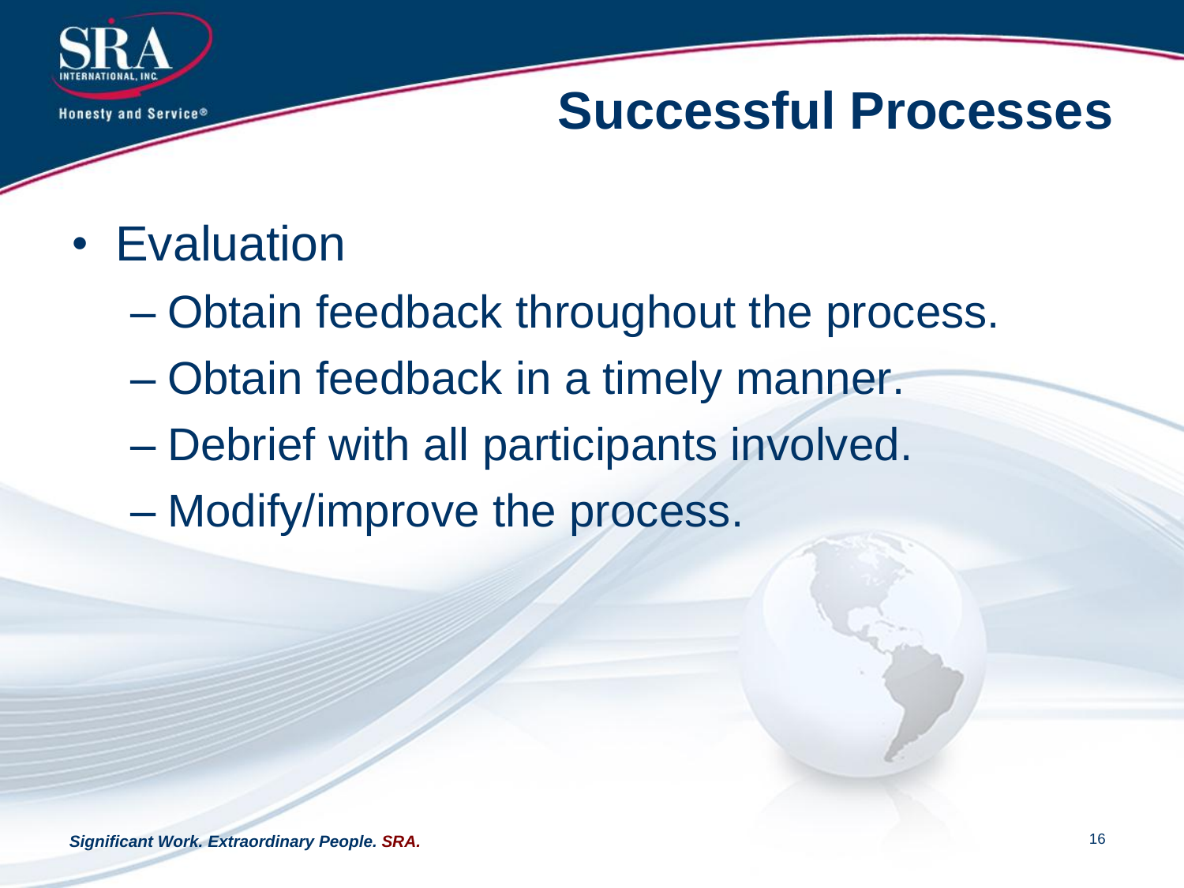# Successful Processes

- Evaluation
  - Obtain feedback throughout the process.
  - Obtain feedback in a timely manner.
  - Debrief with all participants involved.
  - Modify/improve the process.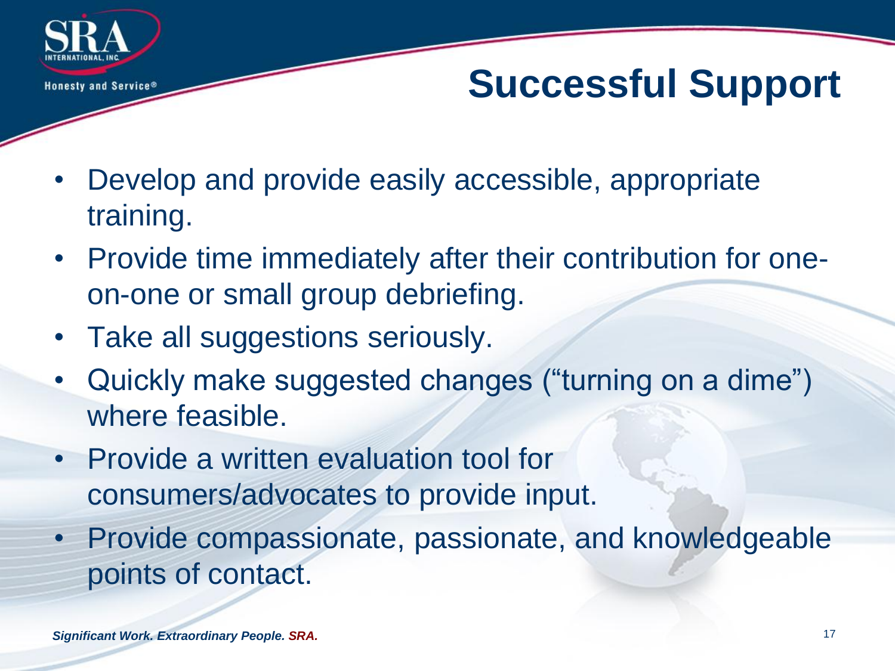# Successful Support

- Develop and provide easily accessible, appropriate training.
- Provide time immediately after their contribution for one-on-one or small group debriefing.
- Take all suggestions seriously.
- Quickly make suggested changes ("turning on a dime") where feasible.
- Provide a written evaluation tool for consumers/advocates to provide input.
- Provide compassionate, passionate, and knowledgeable points of contact.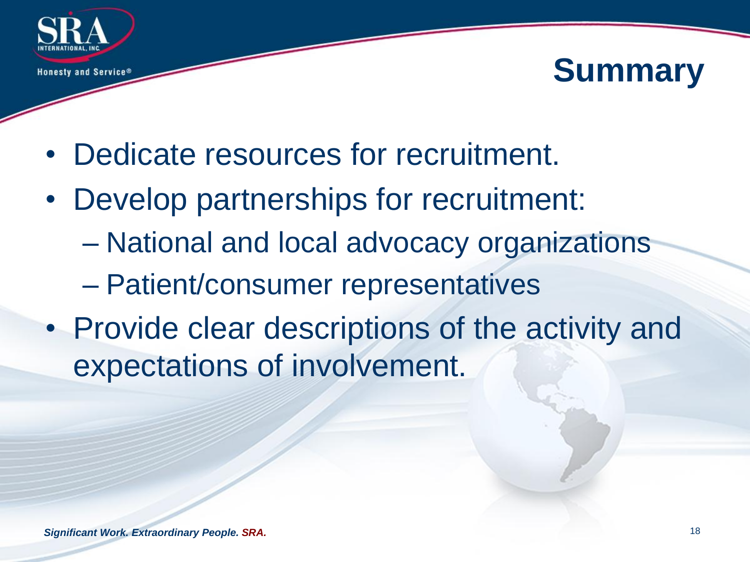# Summary

- Dedicate resources for recruitment.
- Develop partnerships for recruitment:
  - National and local advocacy organizations
  - Patient/consumer representatives
- Provide clear descriptions of the activity and expectations of involvement.